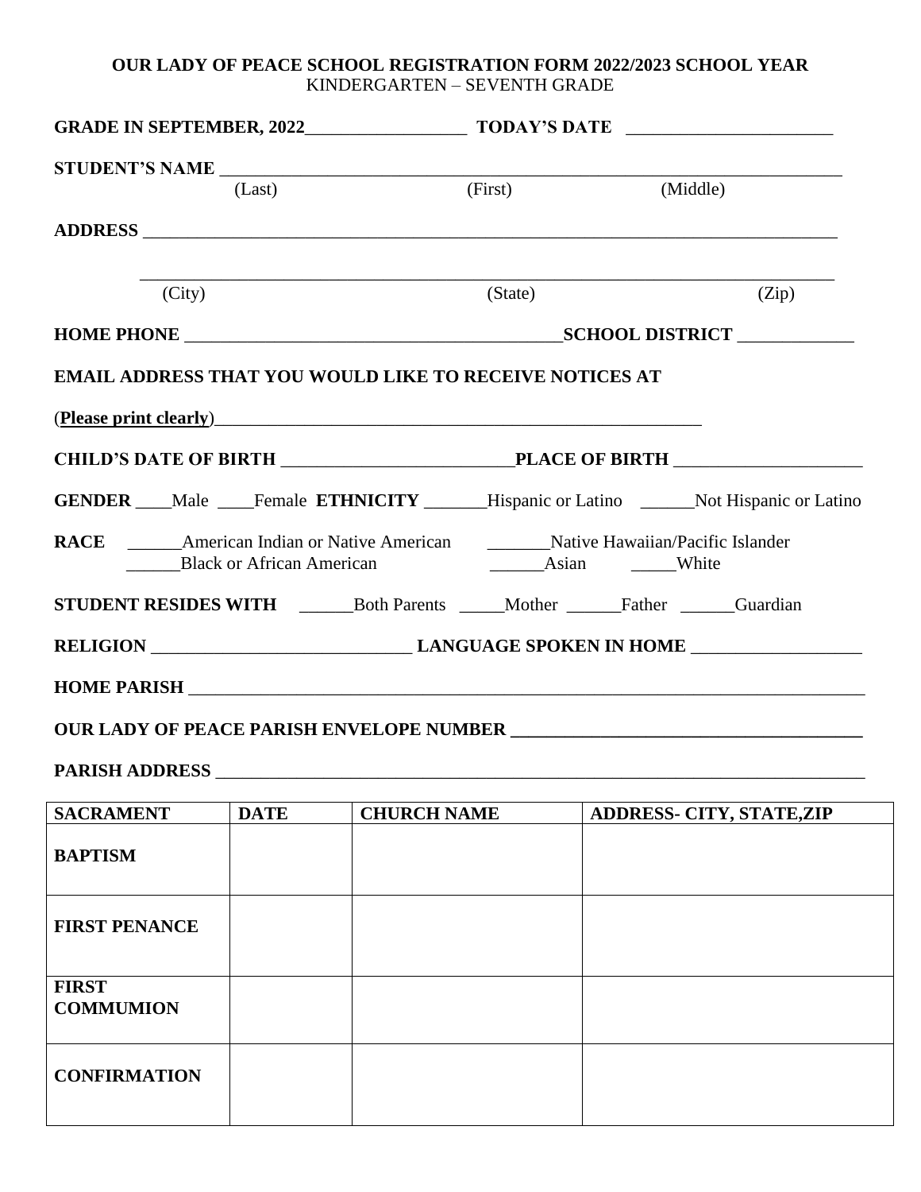**OUR LADY OF PEACE SCHOOL REGISTRATION FORM 2022/2023 SCHOOL YEAR**
KINDERGARTEN – SEVENTH GRADE

**GRADE IN SEPTEMBER, 2022**__________________ **TODAY'S DATE** ________________________

**STUDENT'S NAME** ______________________________________________________________________
(Last) (First) (Middle)

**ADDRESS** _______________________________________________________________________________

_______________________________________________________________________________
(City) (State) (Zip)

**HOME PHONE** __________________________________________**SCHOOL DISTRICT** _____________

**EMAIL ADDRESS THAT YOU WOULD LIKE TO RECEIVE NOTICES AT**

(**Please print clearly**)_________________________________________________________

**CHILD'S DATE OF BIRTH** __________________________**PLACE OF BIRTH** _____________________

**GENDER** ____Male ____Female **ETHNICITY** _______Hispanic or Latino ______Not Hispanic or Latino

**RACE** ______American Indian or Native American _______Native Hawaiian/Pacific Islander
______Black or African American ______Asian _____White

**STUDENT RESIDES WITH** ______Both Parents _____Mother ______Father ______Guardian

**RELIGION** _____________________________ **LANGUAGE SPOKEN IN HOME** ___________________

**HOME PARISH** ___________________________________________________________________________

**OUR LADY OF PEACE PARISH ENVELOPE NUMBER ________________________________________**

**PARISH ADDRESS** ________________________________________________________________________

| **SACRAMENT** | **DATE** | **CHURCH NAME** | **ADDRESS- CITY, STATE,ZIP** |
|---|---|---|---|
| **BAPTISM** | | | |
| **FIRST PENANCE** | | | |
| **FIRST COMMUMION** | | | |
| **CONFIRMATION** | | | |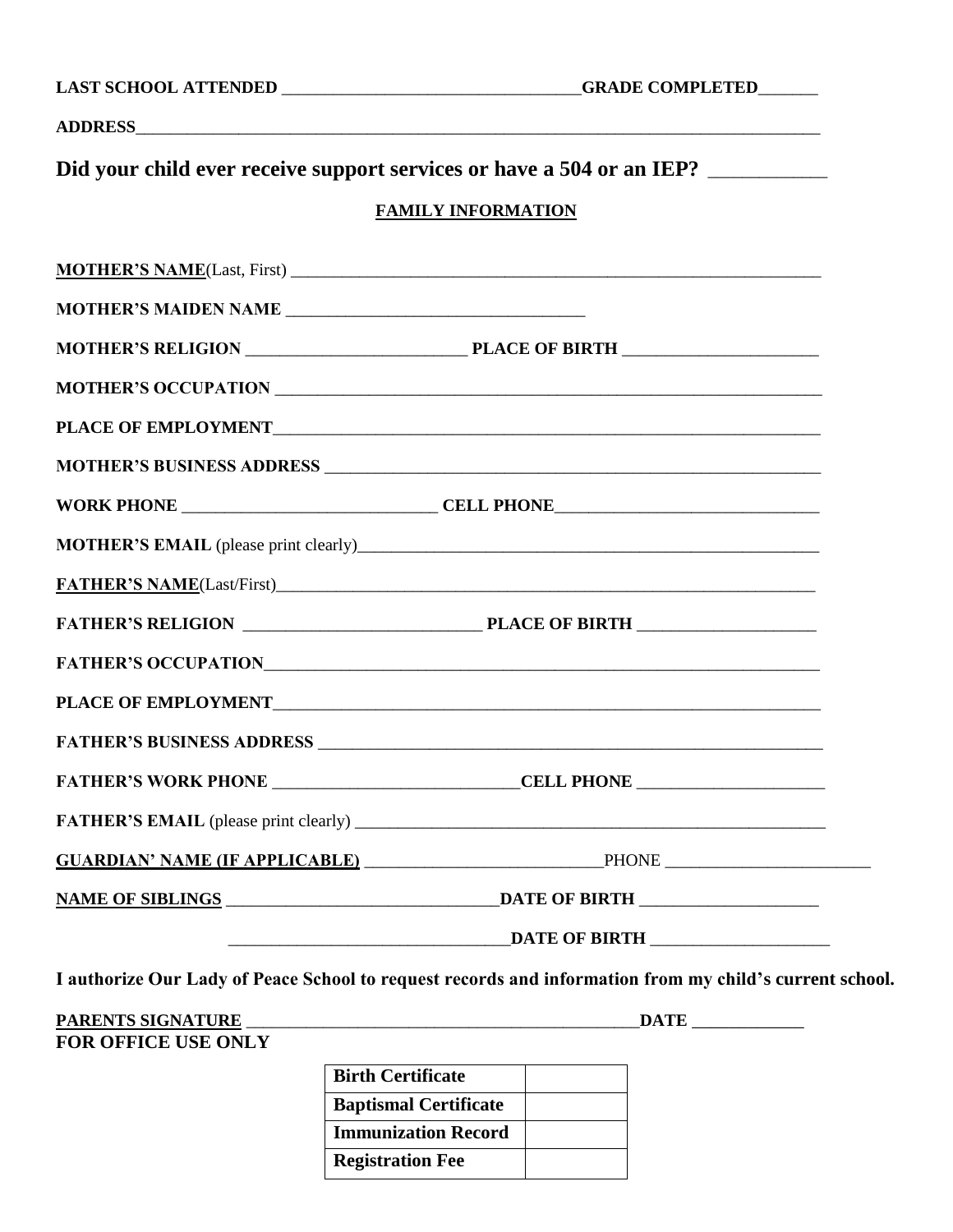**LAST SCHOOL ATTENDED** ___________________________________**GRADE COMPLETED**_______

**ADDRESS**___________________________________________________________________________________

**Did your child ever receive support services or have a 504 or an IEP?** ___________

**FAMILY INFORMATION**

**MOTHER'S NAME**(Last, First) ______________________________________________________________

**MOTHER'S MAIDEN NAME** ___________________________________

**MOTHER'S RELIGION** _________________________ **PLACE OF BIRTH** _______________________

**MOTHER'S OCCUPATION** ____________________________________________________________________

**PLACE OF EMPLOYMENT**_____________________________________________________________________

**MOTHER'S BUSINESS ADDRESS** _______________________________________________________________

**WORK PHONE** ______________________________ **CELL PHONE**_______________________________

**MOTHER'S EMAIL** (please print clearly)__________________________________________________________

**FATHER'S NAME**(Last/First)___________________________________________________________________

**FATHER'S RELIGION** ___________________________ **PLACE OF BIRTH** _____________________

**FATHER'S OCCUPATION**_____________________________________________________________________

**PLACE OF EMPLOYMENT**_____________________________________________________________________

**FATHER'S BUSINESS ADDRESS** ________________________________________________________________

**FATHER'S WORK PHONE** ____________________________**CELL PHONE** ______________________

**FATHER'S EMAIL** (please print clearly) __________________________________________________________

**GUARDIAN' NAME (IF APPLICABLE)** ___________________________PHONE ________________________

**NAME OF SIBLINGS** _______________________________**DATE OF BIRTH** _____________________

_______________________________**DATE OF BIRTH** _____________________

**I authorize Our Lady of Peace School to request records and information from my child's current school.**

**PARENTS SIGNATURE** _______________________________________________**DATE** _____________

**FOR OFFICE USE ONLY**

| | |
|---|---|
| **Birth Certificate** | |
| **Baptismal Certificate** | |
| **Immunization Record** | |
| **Registration Fee** | |